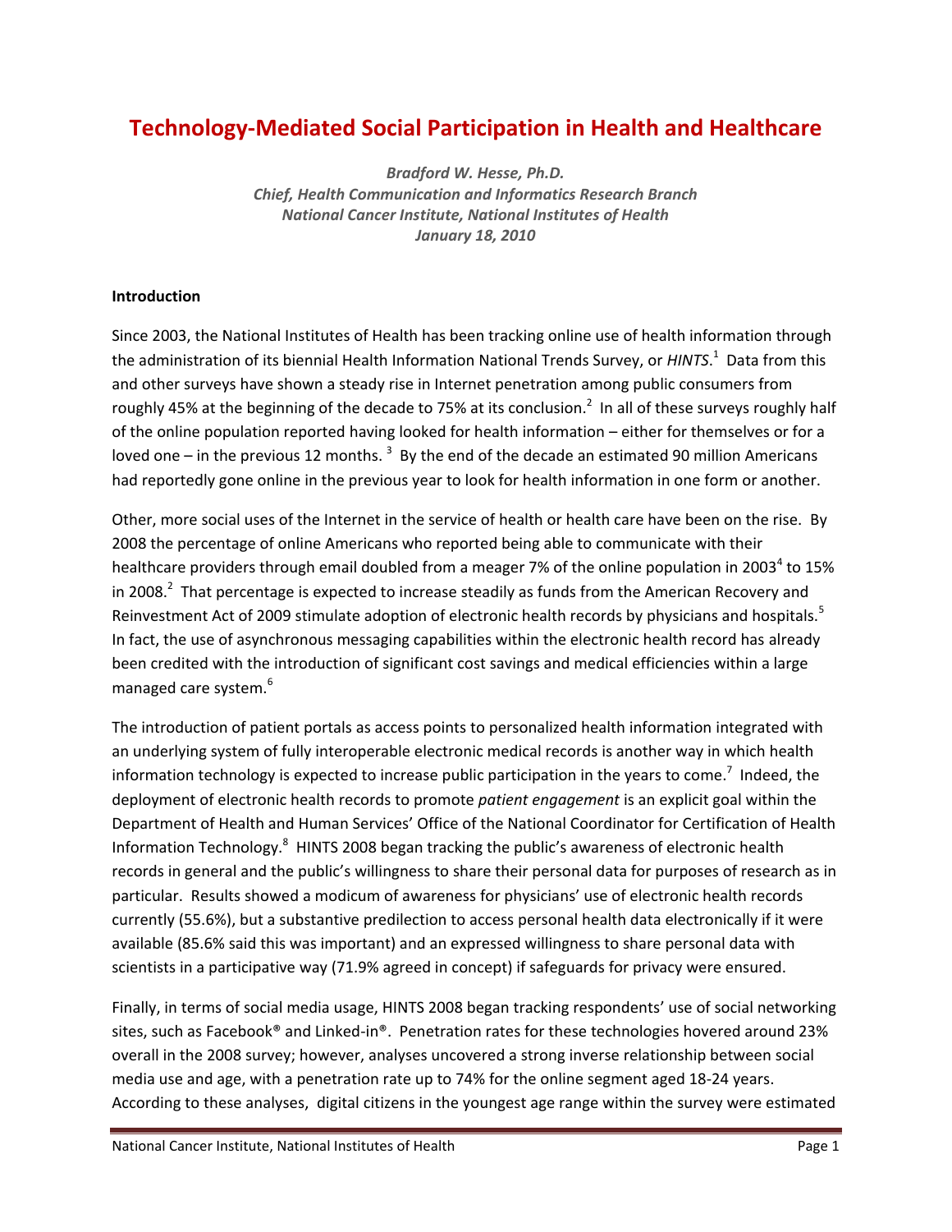# Technology-Mediated Social Participation in Health and Healthcare

*Bradford W. Hesse, Ph.D.*
*Chief, Health Communication and Informatics Research Branch*
*National Cancer Institute, National Institutes of Health*
*January 18, 2010*

**Introduction**

Since 2003, the National Institutes of Health has been tracking online use of health information through the administration of its biennial Health Information National Trends Survey, or *HINTS*.[1] Data from this and other surveys have shown a steady rise in Internet penetration among public consumers from roughly 45% at the beginning of the decade to 75% at its conclusion.[2] In all of these surveys roughly half of the online population reported having looked for health information – either for themselves or for a loved one – in the previous 12 months. [3] By the end of the decade an estimated 90 million Americans had reportedly gone online in the previous year to look for health information in one form or another.

Other, more social uses of the Internet in the service of health or health care have been on the rise. By 2008 the percentage of online Americans who reported being able to communicate with their healthcare providers through email doubled from a meager 7% of the online population in 2003[4] to 15% in 2008.[2] That percentage is expected to increase steadily as funds from the American Recovery and Reinvestment Act of 2009 stimulate adoption of electronic health records by physicians and hospitals.[5] In fact, the use of asynchronous messaging capabilities within the electronic health record has already been credited with the introduction of significant cost savings and medical efficiencies within a large managed care system.[6]

The introduction of patient portals as access points to personalized health information integrated with an underlying system of fully interoperable electronic medical records is another way in which health information technology is expected to increase public participation in the years to come.[7] Indeed, the deployment of electronic health records to promote *patient engagement* is an explicit goal within the Department of Health and Human Services' Office of the National Coordinator for Certification of Health Information Technology.[8] HINTS 2008 began tracking the public's awareness of electronic health records in general and the public's willingness to share their personal data for purposes of research as in particular. Results showed a modicum of awareness for physicians' use of electronic health records currently (55.6%), but a substantive predilection to access personal health data electronically if it were available (85.6% said this was important) and an expressed willingness to share personal data with scientists in a participative way (71.9% agreed in concept) if safeguards for privacy were ensured.

Finally, in terms of social media usage, HINTS 2008 began tracking respondents' use of social networking sites, such as Facebook® and Linked-in®. Penetration rates for these technologies hovered around 23% overall in the 2008 survey; however, analyses uncovered a strong inverse relationship between social media use and age, with a penetration rate up to 74% for the online segment aged 18-24 years. According to these analyses, digital citizens in the youngest age range within the survey were estimated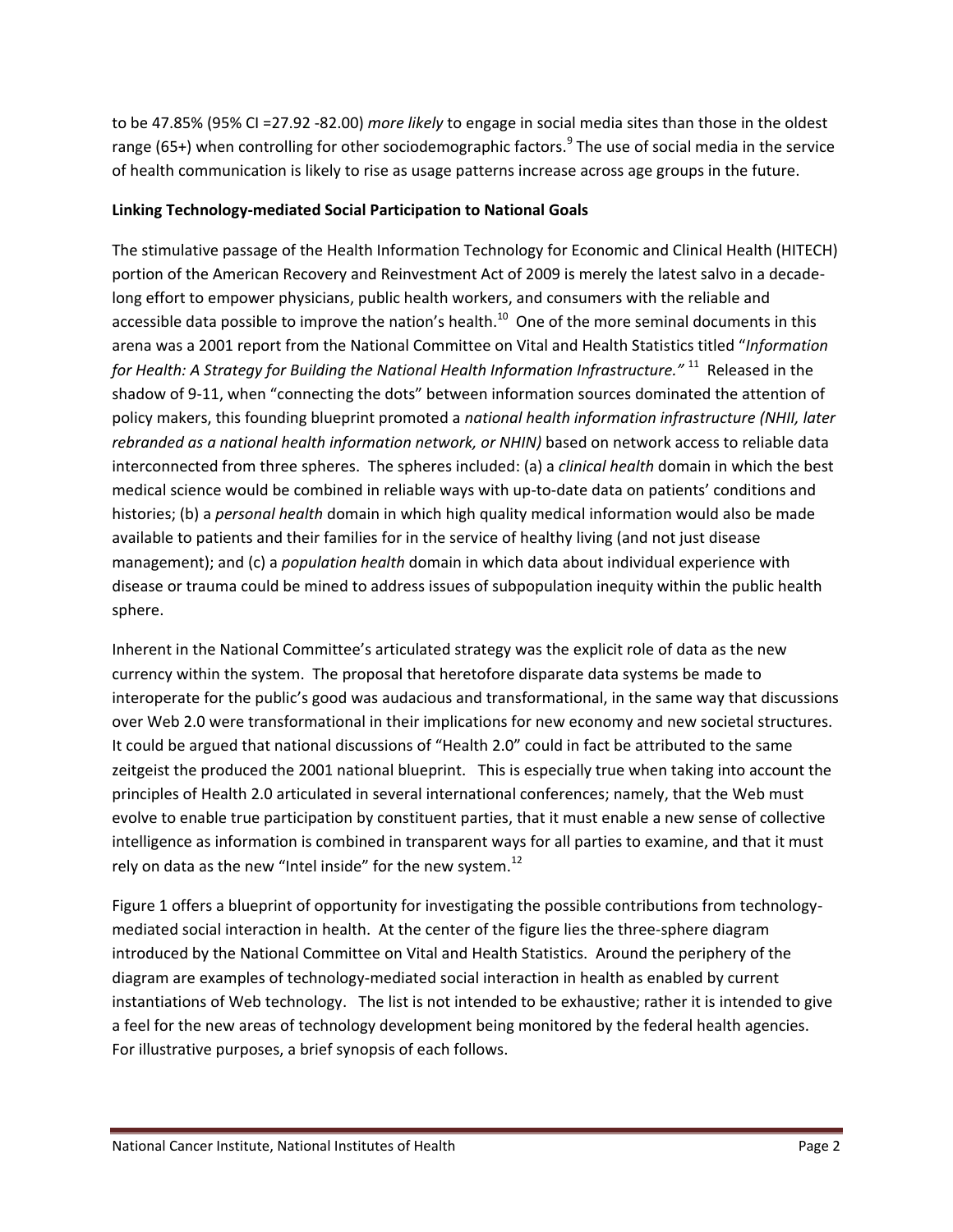to be 47.85% (95% CI =27.92 -82.00) *more likely* to engage in social media sites than those in the oldest range (65+) when controlling for other sociodemographic factors.[9] The use of social media in the service of health communication is likely to rise as usage patterns increase across age groups in the future.

**Linking Technology-mediated Social Participation to National Goals**

The stimulative passage of the Health Information Technology for Economic and Clinical Health (HITECH) portion of the American Recovery and Reinvestment Act of 2009 is merely the latest salvo in a decade-long effort to empower physicians, public health workers, and consumers with the reliable and accessible data possible to improve the nation's health.[10] One of the more seminal documents in this arena was a 2001 report from the National Committee on Vital and Health Statistics titled "*Information for Health: A Strategy for Building the National Health Information Infrastructure.*"[11] Released in the shadow of 9-11, when "connecting the dots" between information sources dominated the attention of policy makers, this founding blueprint promoted a *national health information infrastructure (NHII, later rebranded as a national health information network, or NHIN)* based on network access to reliable data interconnected from three spheres. The spheres included: (a) a *clinical health* domain in which the best medical science would be combined in reliable ways with up-to-date data on patients' conditions and histories; (b) a *personal health* domain in which high quality medical information would also be made available to patients and their families for in the service of healthy living (and not just disease management); and (c) a *population health* domain in which data about individual experience with disease or trauma could be mined to address issues of subpopulation inequity within the public health sphere.

Inherent in the National Committee's articulated strategy was the explicit role of data as the new currency within the system. The proposal that heretofore disparate data systems be made to interoperate for the public's good was audacious and transformational, in the same way that discussions over Web 2.0 were transformational in their implications for new economy and new societal structures. It could be argued that national discussions of "Health 2.0" could in fact be attributed to the same zeitgeist the produced the 2001 national blueprint. This is especially true when taking into account the principles of Health 2.0 articulated in several international conferences; namely, that the Web must evolve to enable true participation by constituent parties, that it must enable a new sense of collective intelligence as information is combined in transparent ways for all parties to examine, and that it must rely on data as the new "Intel inside" for the new system.[12]

Figure 1 offers a blueprint of opportunity for investigating the possible contributions from technology-mediated social interaction in health. At the center of the figure lies the three-sphere diagram introduced by the National Committee on Vital and Health Statistics. Around the periphery of the diagram are examples of technology-mediated social interaction in health as enabled by current instantiations of Web technology. The list is not intended to be exhaustive; rather it is intended to give a feel for the new areas of technology development being monitored by the federal health agencies. For illustrative purposes, a brief synopsis of each follows.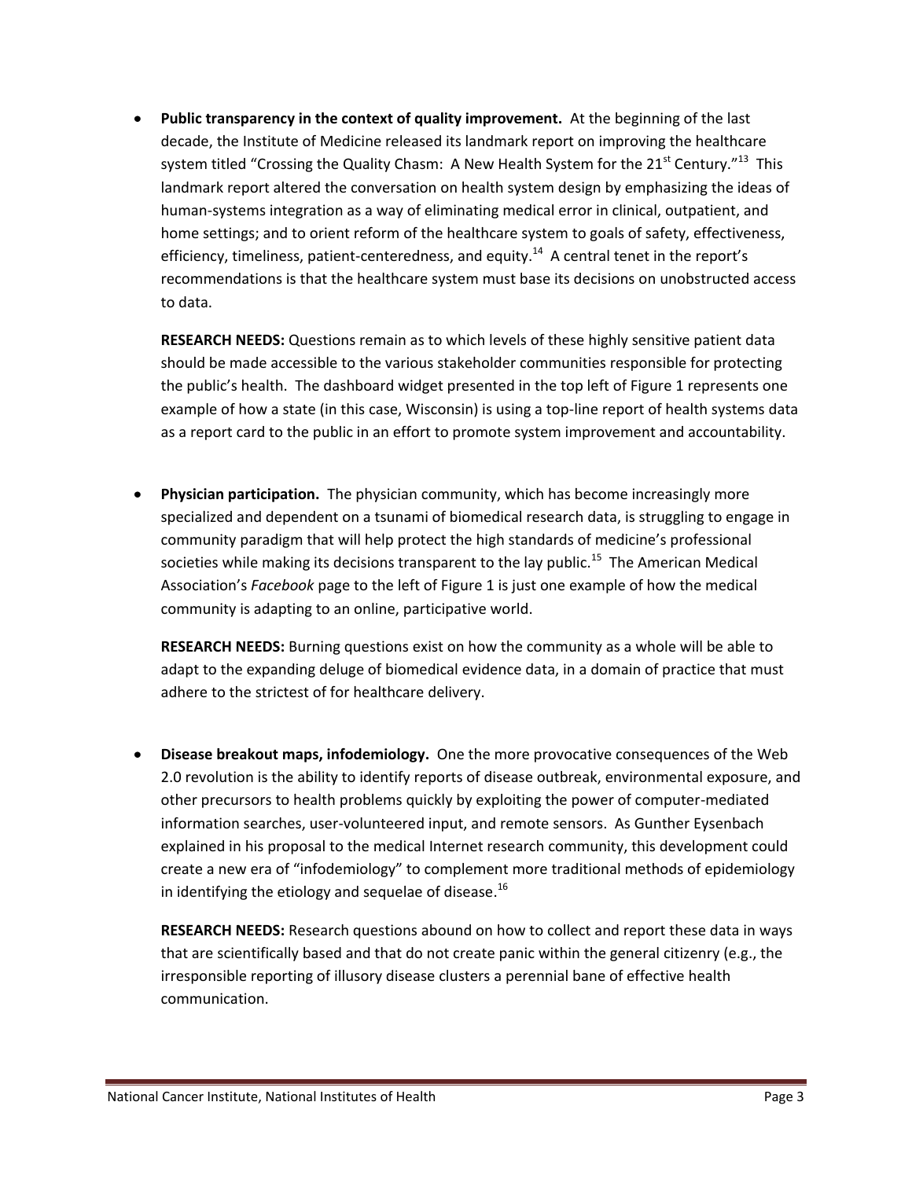- **Public transparency in the context of quality improvement.** At the beginning of the last decade, the Institute of Medicine released its landmark report on improving the healthcare system titled "Crossing the Quality Chasm: A New Health System for the 21st Century."[13] This landmark report altered the conversation on health system design by emphasizing the ideas of human-systems integration as a way of eliminating medical error in clinical, outpatient, and home settings; and to orient reform of the healthcare system to goals of safety, effectiveness, efficiency, timeliness, patient-centeredness, and equity.[14] A central tenet in the report's recommendations is that the healthcare system must base its decisions on unobstructed access to data.

  **RESEARCH NEEDS:** Questions remain as to which levels of these highly sensitive patient data should be made accessible to the various stakeholder communities responsible for protecting the public's health. The dashboard widget presented in the top left of Figure 1 represents one example of how a state (in this case, Wisconsin) is using a top-line report of health systems data as a report card to the public in an effort to promote system improvement and accountability.

- **Physician participation.** The physician community, which has become increasingly more specialized and dependent on a tsunami of biomedical research data, is struggling to engage in community paradigm that will help protect the high standards of medicine's professional societies while making its decisions transparent to the lay public.[15] The American Medical Association's *Facebook* page to the left of Figure 1 is just one example of how the medical community is adapting to an online, participative world.

  **RESEARCH NEEDS:** Burning questions exist on how the community as a whole will be able to adapt to the expanding deluge of biomedical evidence data, in a domain of practice that must adhere to the strictest of for healthcare delivery.

- **Disease breakout maps, infodemiology.** One the more provocative consequences of the Web 2.0 revolution is the ability to identify reports of disease outbreak, environmental exposure, and other precursors to health problems quickly by exploiting the power of computer-mediated information searches, user-volunteered input, and remote sensors. As Gunther Eysenbach explained in his proposal to the medical Internet research community, this development could create a new era of "infodemiology" to complement more traditional methods of epidemiology in identifying the etiology and sequelae of disease.[16]

  **RESEARCH NEEDS:** Research questions abound on how to collect and report these data in ways that are scientifically based and that do not create panic within the general citizenry (e.g., the irresponsible reporting of illusory disease clusters a perennial bane of effective health communication.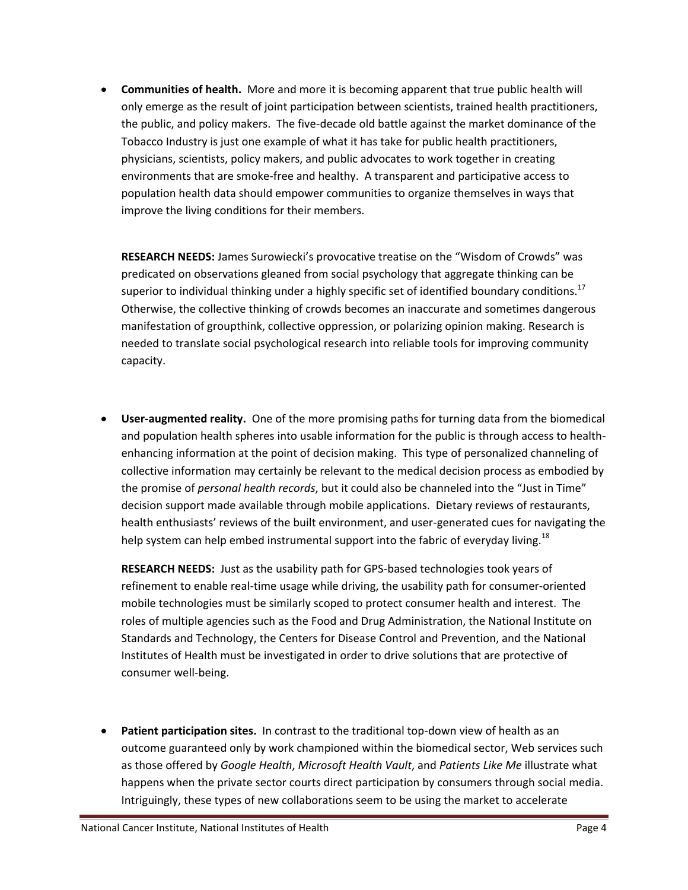- **Communities of health.** More and more it is becoming apparent that true public health will only emerge as the result of joint participation between scientists, trained health practitioners, the public, and policy makers. The five-decade old battle against the market dominance of the Tobacco Industry is just one example of what it has take for public health practitioners, physicians, scientists, policy makers, and public advocates to work together in creating environments that are smoke-free and healthy. A transparent and participative access to population health data should empower communities to organize themselves in ways that improve the living conditions for their members.

  **RESEARCH NEEDS:** James Surowiecki's provocative treatise on the "Wisdom of Crowds" was predicated on observations gleaned from social psychology that aggregate thinking can be superior to individual thinking under a highly specific set of identified boundary conditions.[17] Otherwise, the collective thinking of crowds becomes an inaccurate and sometimes dangerous manifestation of groupthink, collective oppression, or polarizing opinion making. Research is needed to translate social psychological research into reliable tools for improving community capacity.

- **User-augmented reality.** One of the more promising paths for turning data from the biomedical and population health spheres into usable information for the public is through access to health-enhancing information at the point of decision making. This type of personalized channeling of collective information may certainly be relevant to the medical decision process as embodied by the promise of *personal health records*, but it could also be channeled into the "Just in Time" decision support made available through mobile applications. Dietary reviews of restaurants, health enthusiasts' reviews of the built environment, and user-generated cues for navigating the help system can help embed instrumental support into the fabric of everyday living.[18]

  **RESEARCH NEEDS:** Just as the usability path for GPS-based technologies took years of refinement to enable real-time usage while driving, the usability path for consumer-oriented mobile technologies must be similarly scoped to protect consumer health and interest. The roles of multiple agencies such as the Food and Drug Administration, the National Institute on Standards and Technology, the Centers for Disease Control and Prevention, and the National Institutes of Health must be investigated in order to drive solutions that are protective of consumer well-being.

- **Patient participation sites.** In contrast to the traditional top-down view of health as an outcome guaranteed only by work championed within the biomedical sector, Web services such as those offered by *Google Health*, *Microsoft Health Vault*, and *Patients Like Me* illustrate what happens when the private sector courts direct participation by consumers through social media. Intriguingly, these types of new collaborations seem to be using the market to accelerate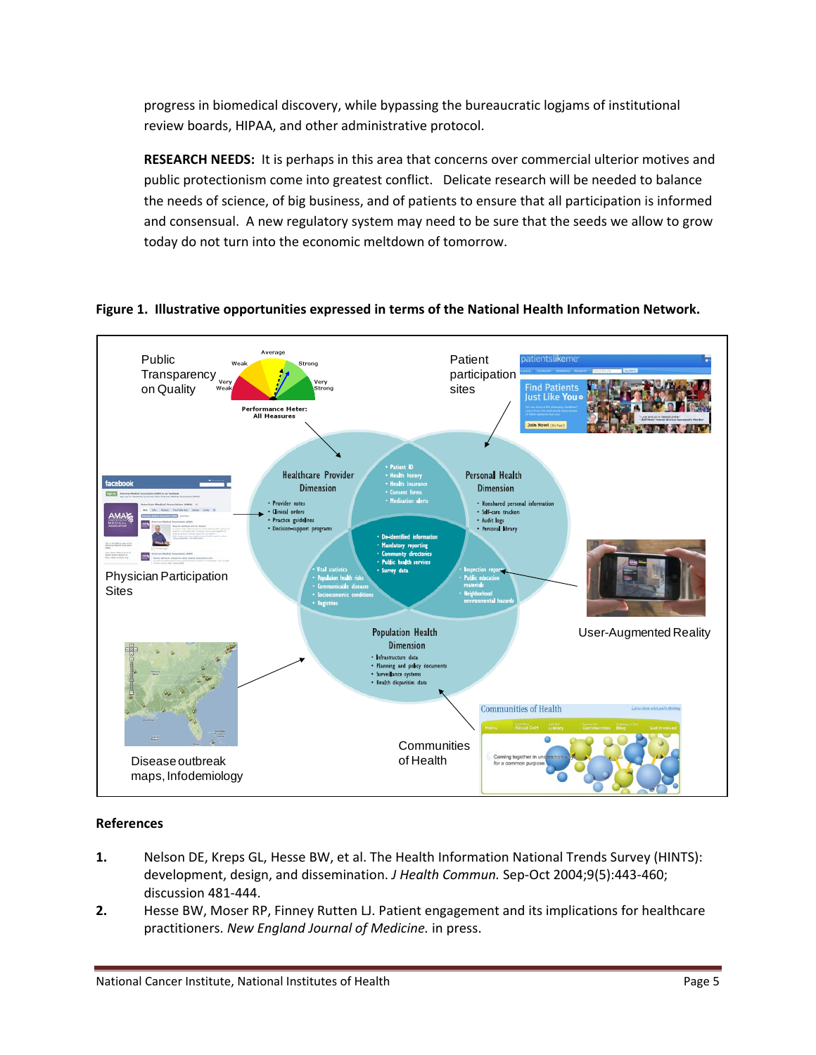progress in biomedical discovery, while bypassing the bureaucratic logjams of institutional review boards, HIPAA, and other administrative protocol.

**RESEARCH NEEDS:** It is perhaps in this area that concerns over commercial ulterior motives and public protectionism come into greatest conflict. Delicate research will be needed to balance the needs of science, of big business, and of patients to ensure that all participation is informed and consensual. A new regulatory system may need to be sure that the seeds we allow to grow today do not turn into the economic meltdown of tomorrow.

**Figure 1. Illustrative opportunities expressed in terms of the National Health Information Network.**

Public Transparency on Quality

Performance Meter: All Measures

Very Weak
Weak
Average
Strong
Very Strong

Patient participation sites

Physician Participation Sites

User-Augmented Reality

Disease outbreak maps, Infodemiology

Communities of Health

Healthcare Provider Dimension
- Provider notes
- Clinical orders
- Practice guidelines
- Decision-support programs

Personal Health Dimension
- Nonshared personal information
- Self-care trackers
- Audit logs
- Personal library

Population Health Dimension
- Infrastructure data
- Planning and policy documents
- Surveillance systems
- Health disparities data

- Patient ID
- Health history
- Health insurance
- Consent forms
- Medication alerts

- Vital statistics
- Population health risks
- Communicable diseases
- Socioeconomic conditions
- Registries

- Inspection reports
- Public education materials
- Neighborhood environmental hazards

- De-identified information
- Mandatory reporting
- Community directories
- Public health services
- Survey data

## References

1. Nelson DE, Kreps GL, Hesse BW, et al. The Health Information National Trends Survey (HINTS): development, design, and dissemination. *J Health Commun.* Sep-Oct 2004;9(5):443-460; discussion 481-444.
2. Hesse BW, Moser RP, Finney Rutten LJ. Patient engagement and its implications for healthcare practitioners. *New England Journal of Medicine.* in press.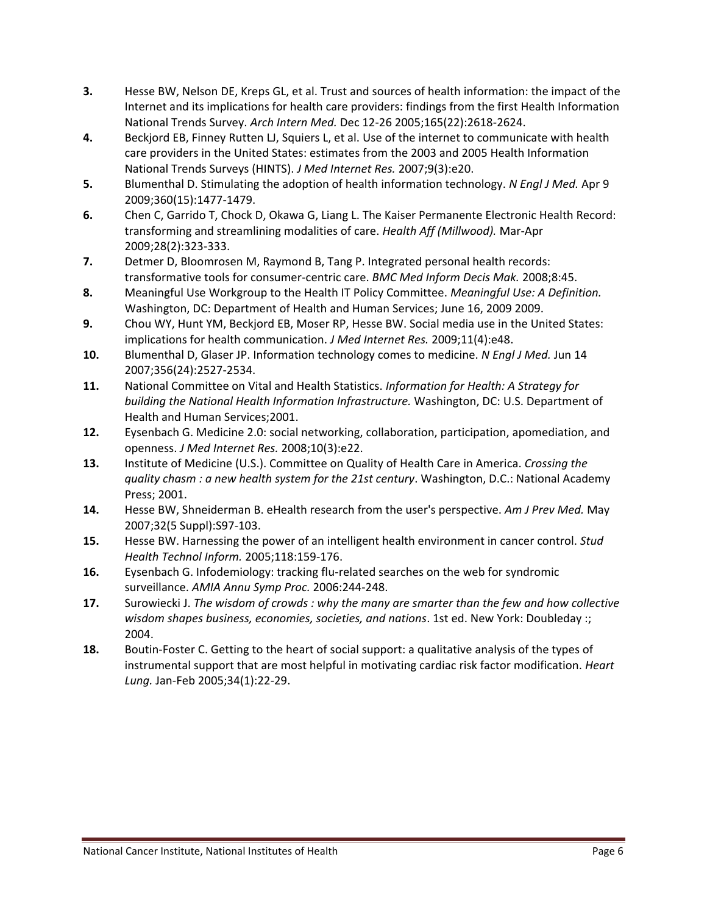**3.** Hesse BW, Nelson DE, Kreps GL, et al. Trust and sources of health information: the impact of the Internet and its implications for health care providers: findings from the first Health Information National Trends Survey. *Arch Intern Med.* Dec 12-26 2005;165(22):2618-2624.

**4.** Beckjord EB, Finney Rutten LJ, Squiers L, et al. Use of the internet to communicate with health care providers in the United States: estimates from the 2003 and 2005 Health Information National Trends Surveys (HINTS). *J Med Internet Res.* 2007;9(3):e20.

**5.** Blumenthal D. Stimulating the adoption of health information technology. *N Engl J Med.* Apr 9 2009;360(15):1477-1479.

**6.** Chen C, Garrido T, Chock D, Okawa G, Liang L. The Kaiser Permanente Electronic Health Record: transforming and streamlining modalities of care. *Health Aff (Millwood).* Mar-Apr 2009;28(2):323-333.

**7.** Detmer D, Bloomrosen M, Raymond B, Tang P. Integrated personal health records: transformative tools for consumer-centric care. *BMC Med Inform Decis Mak.* 2008;8:45.

**8.** Meaningful Use Workgroup to the Health IT Policy Committee. *Meaningful Use: A Definition.* Washington, DC: Department of Health and Human Services; June 16, 2009 2009.

**9.** Chou WY, Hunt YM, Beckjord EB, Moser RP, Hesse BW. Social media use in the United States: implications for health communication. *J Med Internet Res.* 2009;11(4):e48.

**10.** Blumenthal D, Glaser JP. Information technology comes to medicine. *N Engl J Med.* Jun 14 2007;356(24):2527-2534.

**11.** National Committee on Vital and Health Statistics. *Information for Health: A Strategy for building the National Health Information Infrastructure.* Washington, DC: U.S. Department of Health and Human Services;2001.

**12.** Eysenbach G. Medicine 2.0: social networking, collaboration, participation, apomediation, and openness. *J Med Internet Res.* 2008;10(3):e22.

**13.** Institute of Medicine (U.S.). Committee on Quality of Health Care in America. *Crossing the quality chasm : a new health system for the 21st century*. Washington, D.C.: National Academy Press; 2001.

**14.** Hesse BW, Shneiderman B. eHealth research from the user's perspective. *Am J Prev Med.* May 2007;32(5 Suppl):S97-103.

**15.** Hesse BW. Harnessing the power of an intelligent health environment in cancer control. *Stud Health Technol Inform.* 2005;118:159-176.

**16.** Eysenbach G. Infodemiology: tracking flu-related searches on the web for syndromic surveillance. *AMIA Annu Symp Proc.* 2006:244-248.

**17.** Surowiecki J. *The wisdom of crowds : why the many are smarter than the few and how collective wisdom shapes business, economies, societies, and nations*. 1st ed. New York: Doubleday :; 2004.

**18.** Boutin-Foster C. Getting to the heart of social support: a qualitative analysis of the types of instrumental support that are most helpful in motivating cardiac risk factor modification. *Heart Lung.* Jan-Feb 2005;34(1):22-29.